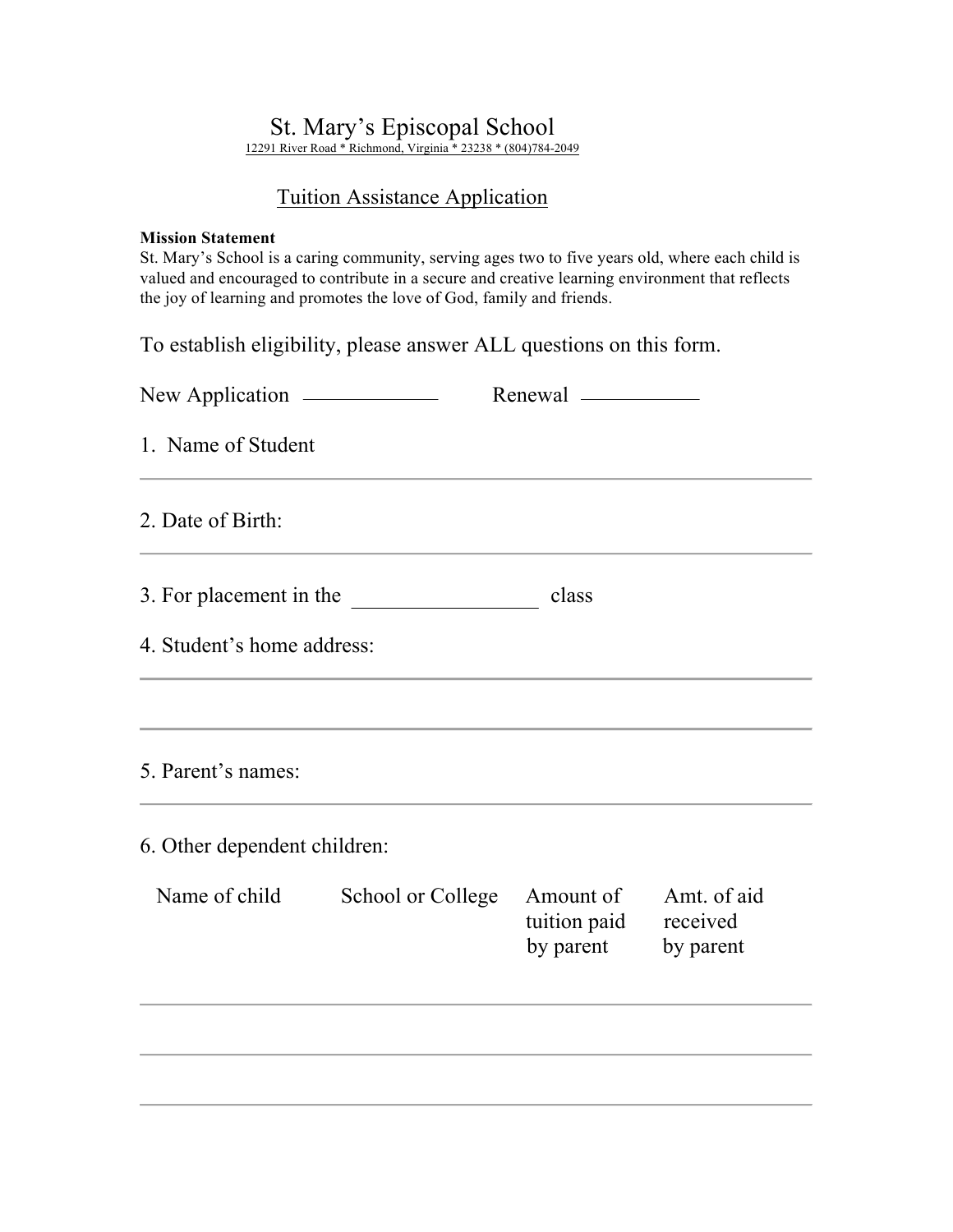# St. Mary's Episcopal School

12291 River Road * Richmond, Virginia * 23238 * (804)784-2049

## Tuition Assistance Application

**Mission Statement**
St. Mary's School is a caring community, serving ages two to five years old, where each child is valued and encouraged to contribute in a secure and creative learning environment that reflects the joy of learning and promotes the love of God, family and friends.

To establish eligibility, please answer ALL questions on this form.

New Application ____________ Renewal ____________

1. Name of Student

_______________________________________________

2. Date of Birth:

_______________________________________________

3. For placement in the ________________ class

4. Student's home address:

_______________________________________________

_______________________________________________

5. Parent's names:

_______________________________________________

6. Other dependent children:

| Name of child | School or College | Amount of tuition paid by parent | Amt. of aid received by parent |
|---|---|---|---|
| | | | |
| | | | |
| | | | |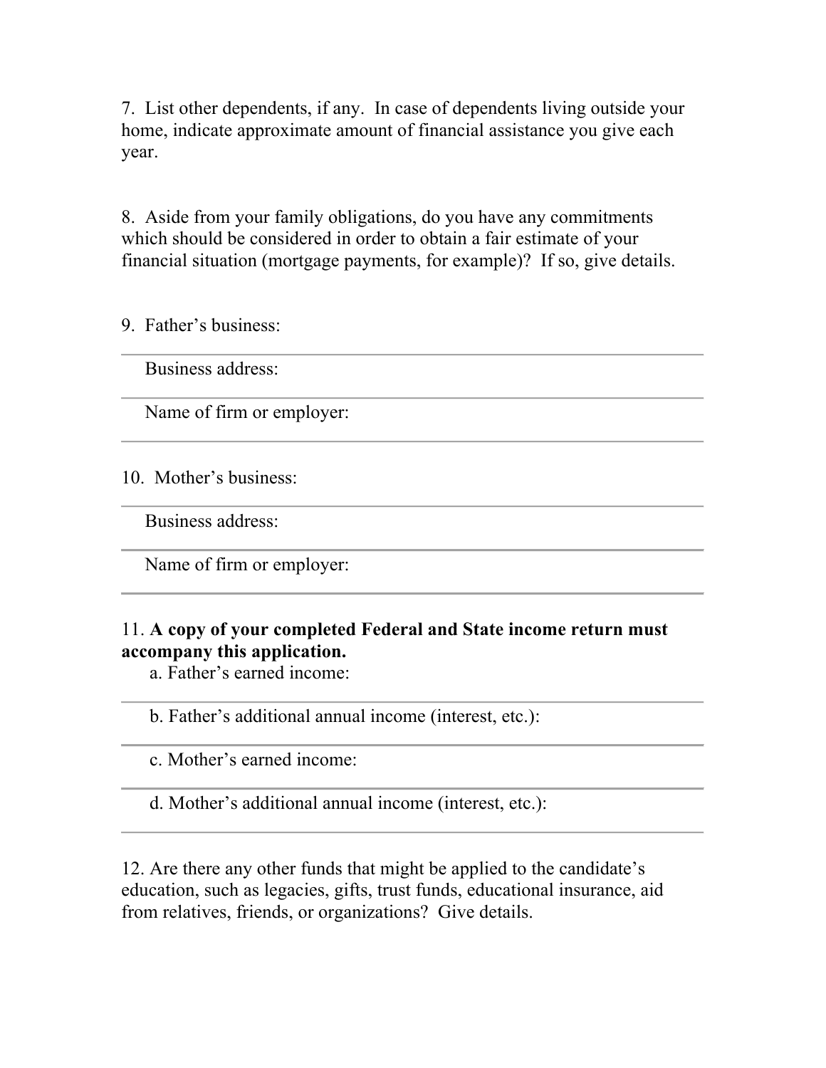7. List other dependents, if any. In case of dependents living outside your home, indicate approximate amount of financial assistance you give each year.

8. Aside from your family obligations, do you have any commitments which should be considered in order to obtain a fair estimate of your financial situation (mortgage payments, for example)? If so, give details.

9. Father's business:

---

Business address:

---

Name of firm or employer:

---

10. Mother's business:

---

Business address:

---

Name of firm or employer:

---

11. **A copy of your completed Federal and State income return must accompany this application.**

a. Father's earned income:

---

b. Father's additional annual income (interest, etc.):

---

c. Mother's earned income:

---

d. Mother's additional annual income (interest, etc.):

---

12. Are there any other funds that might be applied to the candidate's education, such as legacies, gifts, trust funds, educational insurance, aid from relatives, friends, or organizations? Give details.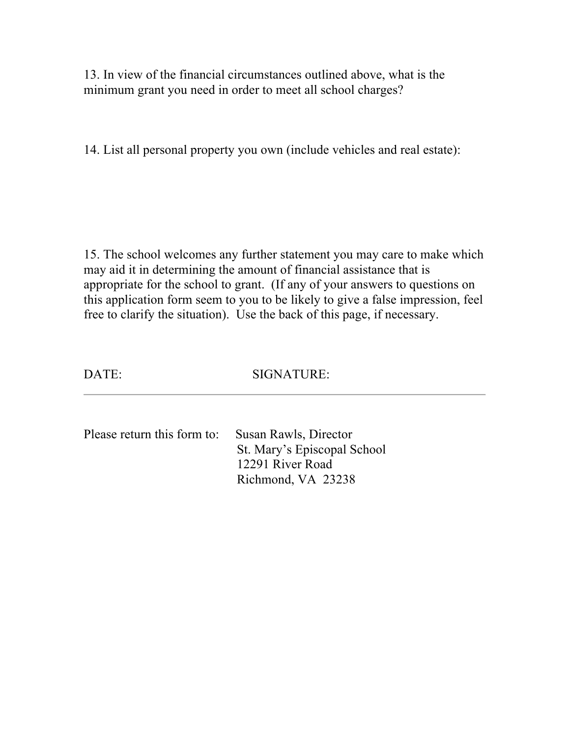13. In view of the financial circumstances outlined above, what is the minimum grant you need in order to meet all school charges?

14. List all personal property you own (include vehicles and real estate):

15. The school welcomes any further statement you may care to make which may aid it in determining the amount of financial assistance that is appropriate for the school to grant. (If any of your answers to questions on this application form seem to you to be likely to give a false impression, feel free to clarify the situation). Use the back of this page, if necessary.

DATE: SIGNATURE:

---

Please return this form to: Susan Rawls, Director
St. Mary's Episcopal School
12291 River Road
Richmond, VA 23238